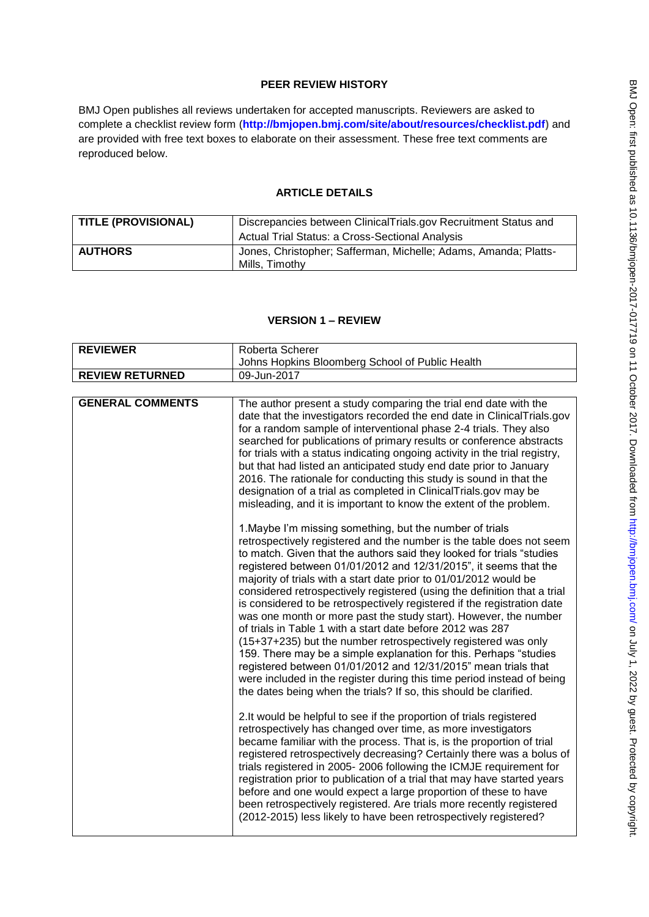# PEER REVIEW HISTORY

BMJ Open publishes all reviews undertaken for accepted manuscripts. Reviewers are asked to complete a checklist review form (**http://bmjopen.bmj.com/site/about/resources/checklist.pdf**) and are provided with free text boxes to elaborate on their assessment. These free text comments are reproduced below.

## ARTICLE DETAILS

| | |
|---|---|
| **TITLE (PROVISIONAL)** | Discrepancies between ClinicalTrials.gov Recruitment Status and Actual Trial Status: a Cross-Sectional Analysis |
| **AUTHORS** | Jones, Christopher; Safferman, Michelle; Adams, Amanda; Platts-Mills, Timothy |

## VERSION 1 – REVIEW

| | |
|---|---|
| **REVIEWER** | Roberta Scherer<br>Johns Hopkins Bloomberg School of Public Health |
| **REVIEW RETURNED** | 09-Jun-2017 |

| | |
|---|---|
| **GENERAL COMMENTS** | The author present a study comparing the trial end date with the date that the investigators recorded the end date in ClinicalTrials.gov for a random sample of interventional phase 2-4 trials. They also searched for publications of primary results or conference abstracts for trials with a status indicating ongoing activity in the trial registry, but that had listed an anticipated study end date prior to January 2016. The rationale for conducting this study is sound in that the designation of a trial as completed in ClinicalTrials.gov may be misleading, and it is important to know the extent of the problem.<br><br>1.Maybe I'm missing something, but the number of trials retrospectively registered and the number is the table does not seem to match. Given that the authors said they looked for trials "studies registered between 01/01/2012 and 12/31/2015", it seems that the majority of trials with a start date prior to 01/01/2012 would be considered retrospectively registered (using the definition that a trial is considered to be retrospectively registered if the registration date was one month or more past the study start). However, the number of trials in Table 1 with a start date before 2012 was 287 (15+37+235) but the number retrospectively registered was only 159. There may be a simple explanation for this. Perhaps "studies registered between 01/01/2012 and 12/31/2015" mean trials that were included in the register during this time period instead of being the dates being when the trials? If so, this should be clarified.<br><br>2.It would be helpful to see if the proportion of trials registered retrospectively has changed over time, as more investigators became familiar with the process. That is, is the proportion of trial registered retrospectively decreasing? Certainly there was a bolus of trials registered in 2005- 2006 following the ICMJE requirement for registration prior to publication of a trial that may have started years before and one would expect a large proportion of these to have been retrospectively registered. Are trials more recently registered (2012-2015) less likely to have been retrospectively registered? |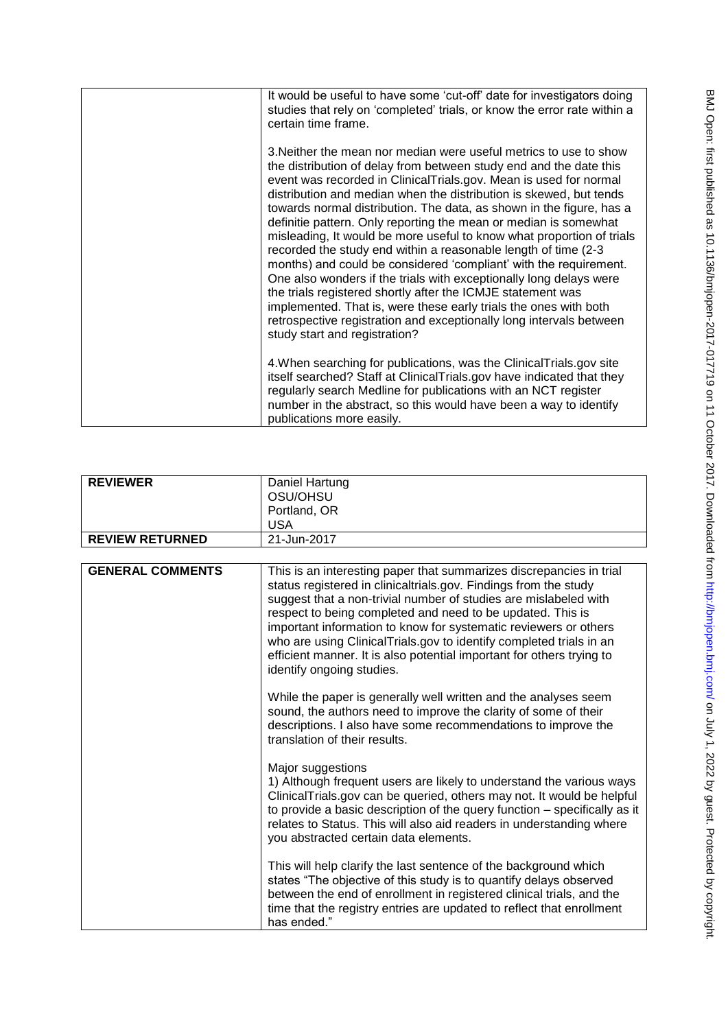| | |
|---|---|
| | It would be useful to have some 'cut-off' date for investigators doing studies that rely on 'completed' trials, or know the error rate within a certain time frame.<br><br>3.Neither the mean nor median were useful metrics to use to show the distribution of delay from between study end and the date this event was recorded in ClinicalTrials.gov. Mean is used for normal distribution and median when the distribution is skewed, but tends towards normal distribution. The data, as shown in the figure, has a definitie pattern. Only reporting the mean or median is somewhat misleading, It would be more useful to know what proportion of trials recorded the study end within a reasonable length of time (2-3 months) and could be considered 'compliant' with the requirement. One also wonders if the trials with exceptionally long delays were the trials registered shortly after the ICMJE statement was implemented. That is, were these early trials the ones with both retrospective registration and exceptionally long intervals between study start and registration?<br><br>4.When searching for publications, was the ClinicalTrials.gov site itself searched? Staff at ClinicalTrials.gov have indicated that they regularly search Medline for publications with an NCT register number in the abstract, so this would have been a way to identify publications more easily. |

| | |
|---|---|
| **REVIEWER** | Daniel Hartung<br>OSU/OHSU<br>Portland, OR<br>USA |
| **REVIEW RETURNED** | 21-Jun-2017 |

| | |
|---|---|
| **GENERAL COMMENTS** | This is an interesting paper that summarizes discrepancies in trial status registered in clinicaltrials.gov. Findings from the study suggest that a non-trivial number of studies are mislabeled with respect to being completed and need to be updated. This is important information to know for systematic reviewers or others who are using ClinicalTrials.gov to identify completed trials in an efficient manner. It is also potential important for others trying to identify ongoing studies.<br><br>While the paper is generally well written and the analyses seem sound, the authors need to improve the clarity of some of their descriptions. I also have some recommendations to improve the translation of their results.<br><br>Major suggestions<br>1) Although frequent users are likely to understand the various ways ClinicalTrials.gov can be queried, others may not. It would be helpful to provide a basic description of the query function – specifically as it relates to Status. This will also aid readers in understanding where you abstracted certain data elements.<br><br>This will help clarify the last sentence of the background which states "The objective of this study is to quantify delays observed between the end of enrollment in registered clinical trials, and the time that the registry entries are updated to reflect that enrollment has ended." |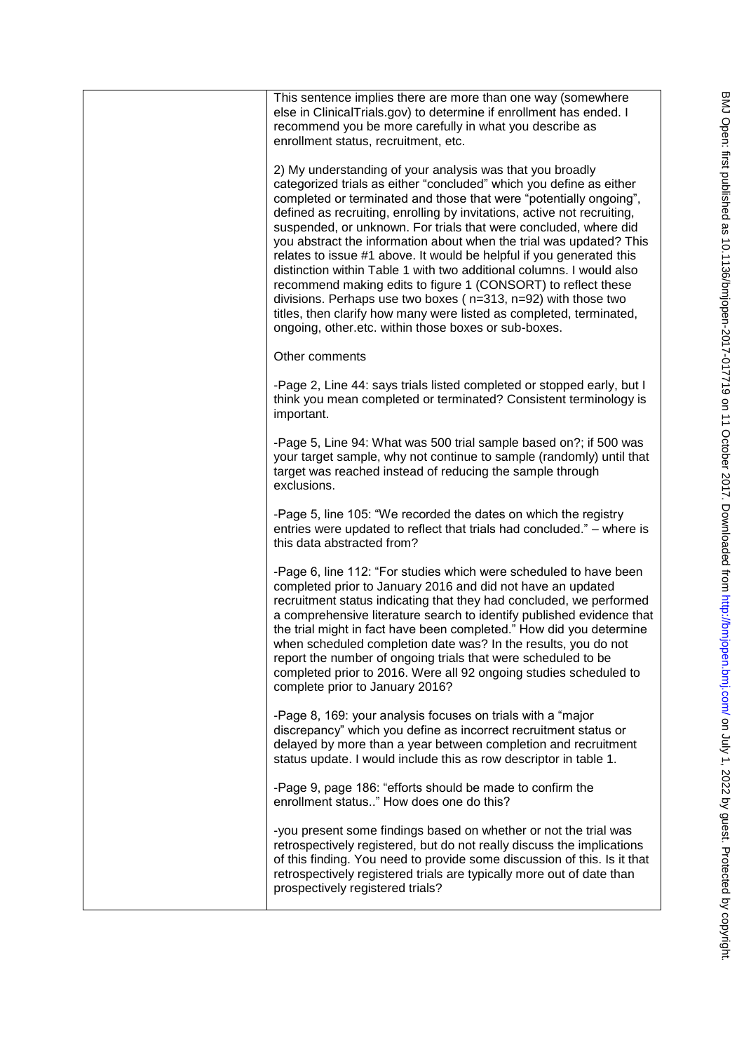This sentence implies there are more than one way (somewhere else in ClinicalTrials.gov) to determine if enrollment has ended. I recommend you be more carefully in what you describe as enrollment status, recruitment, etc.

2) My understanding of your analysis was that you broadly categorized trials as either "concluded" which you define as either completed or terminated and those that were "potentially ongoing", defined as recruiting, enrolling by invitations, active not recruiting, suspended, or unknown. For trials that were concluded, where did you abstract the information about when the trial was updated? This relates to issue #1 above. It would be helpful if you generated this distinction within Table 1 with two additional columns. I would also recommend making edits to figure 1 (CONSORT) to reflect these divisions. Perhaps use two boxes ( n=313, n=92) with those two titles, then clarify how many were listed as completed, terminated, ongoing, other.etc. within those boxes or sub-boxes.

Other comments

-Page 2, Line 44: says trials listed completed or stopped early, but I think you mean completed or terminated? Consistent terminology is important.

-Page 5, Line 94: What was 500 trial sample based on?; if 500 was your target sample, why not continue to sample (randomly) until that target was reached instead of reducing the sample through exclusions.

-Page 5, line 105: "We recorded the dates on which the registry entries were updated to reflect that trials had concluded." – where is this data abstracted from?

-Page 6, line 112: "For studies which were scheduled to have been completed prior to January 2016 and did not have an updated recruitment status indicating that they had concluded, we performed a comprehensive literature search to identify published evidence that the trial might in fact have been completed." How did you determine when scheduled completion date was? In the results, you do not report the number of ongoing trials that were scheduled to be completed prior to 2016. Were all 92 ongoing studies scheduled to complete prior to January 2016?

-Page 8, 169: your analysis focuses on trials with a "major discrepancy" which you define as incorrect recruitment status or delayed by more than a year between completion and recruitment status update. I would include this as row descriptor in table 1.

-Page 9, page 186: "efforts should be made to confirm the enrollment status.." How does one do this?

-you present some findings based on whether or not the trial was retrospectively registered, but do not really discuss the implications of this finding. You need to provide some discussion of this. Is it that retrospectively registered trials are typically more out of date than prospectively registered trials?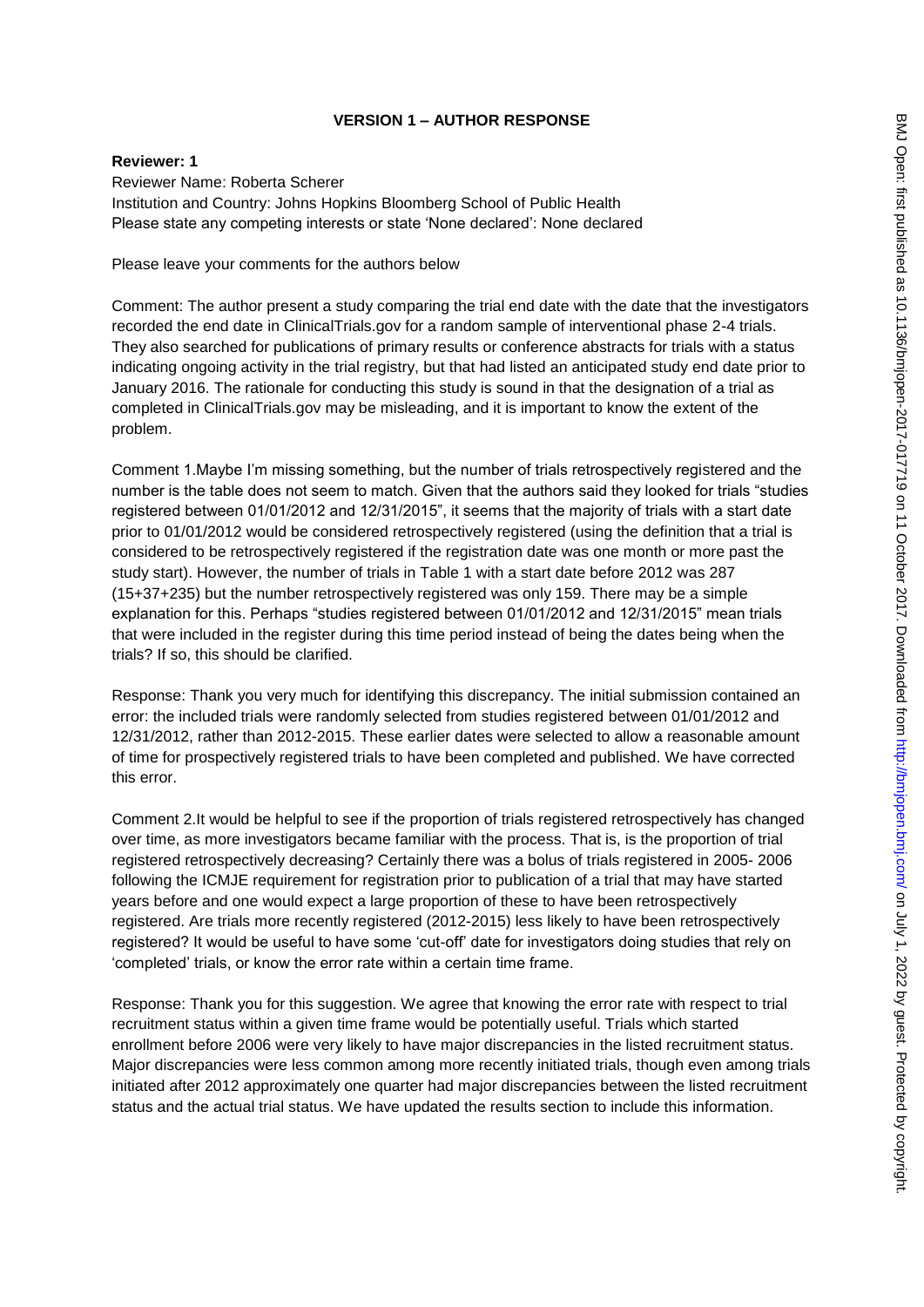**VERSION 1 – AUTHOR RESPONSE**

**Reviewer: 1**

Reviewer Name: Roberta Scherer
Institution and Country: Johns Hopkins Bloomberg School of Public Health
Please state any competing interests or state 'None declared': None declared

Please leave your comments for the authors below

Comment: The author present a study comparing the trial end date with the date that the investigators recorded the end date in ClinicalTrials.gov for a random sample of interventional phase 2-4 trials. They also searched for publications of primary results or conference abstracts for trials with a status indicating ongoing activity in the trial registry, but that had listed an anticipated study end date prior to January 2016. The rationale for conducting this study is sound in that the designation of a trial as completed in ClinicalTrials.gov may be misleading, and it is important to know the extent of the problem.

Comment 1.Maybe I'm missing something, but the number of trials retrospectively registered and the number is the table does not seem to match. Given that the authors said they looked for trials "studies registered between 01/01/2012 and 12/31/2015", it seems that the majority of trials with a start date prior to 01/01/2012 would be considered retrospectively registered (using the definition that a trial is considered to be retrospectively registered if the registration date was one month or more past the study start). However, the number of trials in Table 1 with a start date before 2012 was 287 (15+37+235) but the number retrospectively registered was only 159. There may be a simple explanation for this. Perhaps "studies registered between 01/01/2012 and 12/31/2015" mean trials that were included in the register during this time period instead of being the dates being when the trials? If so, this should be clarified.

Response: Thank you very much for identifying this discrepancy. The initial submission contained an error: the included trials were randomly selected from studies registered between 01/01/2012 and 12/31/2012, rather than 2012-2015. These earlier dates were selected to allow a reasonable amount of time for prospectively registered trials to have been completed and published. We have corrected this error.

Comment 2.It would be helpful to see if the proportion of trials registered retrospectively has changed over time, as more investigators became familiar with the process. That is, is the proportion of trial registered retrospectively decreasing? Certainly there was a bolus of trials registered in 2005- 2006 following the ICMJE requirement for registration prior to publication of a trial that may have started years before and one would expect a large proportion of these to have been retrospectively registered. Are trials more recently registered (2012-2015) less likely to have been retrospectively registered? It would be useful to have some 'cut-off' date for investigators doing studies that rely on 'completed' trials, or know the error rate within a certain time frame.

Response: Thank you for this suggestion. We agree that knowing the error rate with respect to trial recruitment status within a given time frame would be potentially useful. Trials which started enrollment before 2006 were very likely to have major discrepancies in the listed recruitment status. Major discrepancies were less common among more recently initiated trials, though even among trials initiated after 2012 approximately one quarter had major discrepancies between the listed recruitment status and the actual trial status. We have updated the results section to include this information.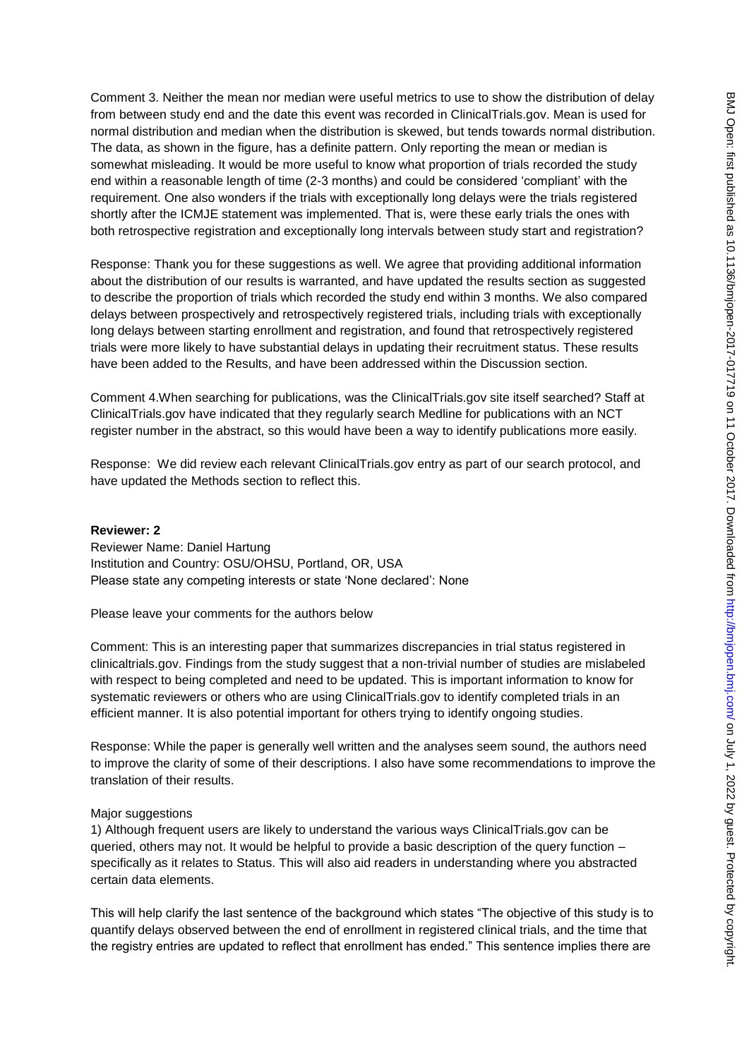Comment 3. Neither the mean nor median were useful metrics to use to show the distribution of delay from between study end and the date this event was recorded in ClinicalTrials.gov. Mean is used for normal distribution and median when the distribution is skewed, but tends towards normal distribution. The data, as shown in the figure, has a definite pattern. Only reporting the mean or median is somewhat misleading. It would be more useful to know what proportion of trials recorded the study end within a reasonable length of time (2-3 months) and could be considered 'compliant' with the requirement. One also wonders if the trials with exceptionally long delays were the trials registered shortly after the ICMJE statement was implemented. That is, were these early trials the ones with both retrospective registration and exceptionally long intervals between study start and registration?

Response: Thank you for these suggestions as well. We agree that providing additional information about the distribution of our results is warranted, and have updated the results section as suggested to describe the proportion of trials which recorded the study end within 3 months. We also compared delays between prospectively and retrospectively registered trials, including trials with exceptionally long delays between starting enrollment and registration, and found that retrospectively registered trials were more likely to have substantial delays in updating their recruitment status. These results have been added to the Results, and have been addressed within the Discussion section.

Comment 4.When searching for publications, was the ClinicalTrials.gov site itself searched? Staff at ClinicalTrials.gov have indicated that they regularly search Medline for publications with an NCT register number in the abstract, so this would have been a way to identify publications more easily.

Response: We did review each relevant ClinicalTrials.gov entry as part of our search protocol, and have updated the Methods section to reflect this.

**Reviewer: 2**
Reviewer Name: Daniel Hartung
Institution and Country: OSU/OHSU, Portland, OR, USA
Please state any competing interests or state 'None declared': None

Please leave your comments for the authors below

Comment: This is an interesting paper that summarizes discrepancies in trial status registered in clinicaltrials.gov. Findings from the study suggest that a non-trivial number of studies are mislabeled with respect to being completed and need to be updated. This is important information to know for systematic reviewers or others who are using ClinicalTrials.gov to identify completed trials in an efficient manner. It is also potential important for others trying to identify ongoing studies.

Response: While the paper is generally well written and the analyses seem sound, the authors need to improve the clarity of some of their descriptions. I also have some recommendations to improve the translation of their results.

Major suggestions

1) Although frequent users are likely to understand the various ways ClinicalTrials.gov can be queried, others may not. It would be helpful to provide a basic description of the query function – specifically as it relates to Status. This will also aid readers in understanding where you abstracted certain data elements.

This will help clarify the last sentence of the background which states "The objective of this study is to quantify delays observed between the end of enrollment in registered clinical trials, and the time that the registry entries are updated to reflect that enrollment has ended." This sentence implies there are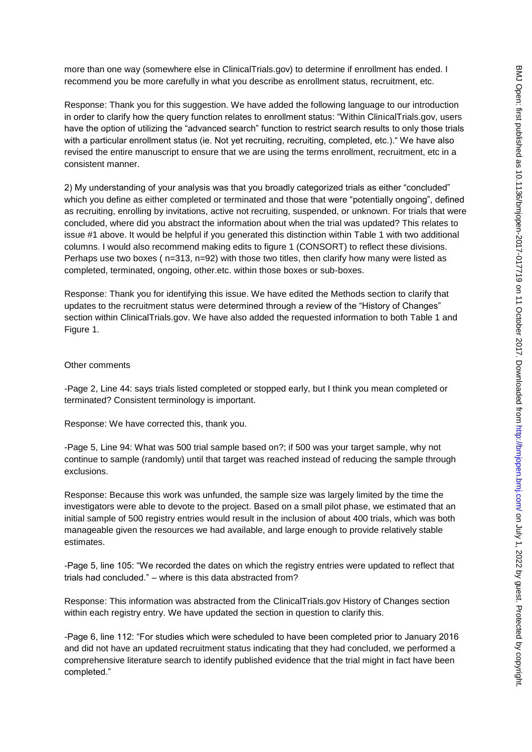more than one way (somewhere else in ClinicalTrials.gov) to determine if enrollment has ended. I recommend you be more carefully in what you describe as enrollment status, recruitment, etc.

Response: Thank you for this suggestion. We have added the following language to our introduction in order to clarify how the query function relates to enrollment status: "Within ClinicalTrials.gov, users have the option of utilizing the "advanced search" function to restrict search results to only those trials with a particular enrollment status (ie. Not yet recruiting, recruiting, completed, etc.)." We have also revised the entire manuscript to ensure that we are using the terms enrollment, recruitment, etc in a consistent manner.

2) My understanding of your analysis was that you broadly categorized trials as either "concluded" which you define as either completed or terminated and those that were "potentially ongoing", defined as recruiting, enrolling by invitations, active not recruiting, suspended, or unknown. For trials that were concluded, where did you abstract the information about when the trial was updated? This relates to issue #1 above. It would be helpful if you generated this distinction within Table 1 with two additional columns. I would also recommend making edits to figure 1 (CONSORT) to reflect these divisions. Perhaps use two boxes ( n=313, n=92) with those two titles, then clarify how many were listed as completed, terminated, ongoing, other.etc. within those boxes or sub-boxes.

Response: Thank you for identifying this issue. We have edited the Methods section to clarify that updates to the recruitment status were determined through a review of the "History of Changes" section within ClinicalTrials.gov. We have also added the requested information to both Table 1 and Figure 1.

Other comments

-Page 2, Line 44: says trials listed completed or stopped early, but I think you mean completed or terminated? Consistent terminology is important.

Response: We have corrected this, thank you.

-Page 5, Line 94: What was 500 trial sample based on?; if 500 was your target sample, why not continue to sample (randomly) until that target was reached instead of reducing the sample through exclusions.

Response: Because this work was unfunded, the sample size was largely limited by the time the investigators were able to devote to the project. Based on a small pilot phase, we estimated that an initial sample of 500 registry entries would result in the inclusion of about 400 trials, which was both manageable given the resources we had available, and large enough to provide relatively stable estimates.

-Page 5, line 105: "We recorded the dates on which the registry entries were updated to reflect that trials had concluded." – where is this data abstracted from?

Response: This information was abstracted from the ClinicalTrials.gov History of Changes section within each registry entry. We have updated the section in question to clarify this.

-Page 6, line 112: "For studies which were scheduled to have been completed prior to January 2016 and did not have an updated recruitment status indicating that they had concluded, we performed a comprehensive literature search to identify published evidence that the trial might in fact have been completed."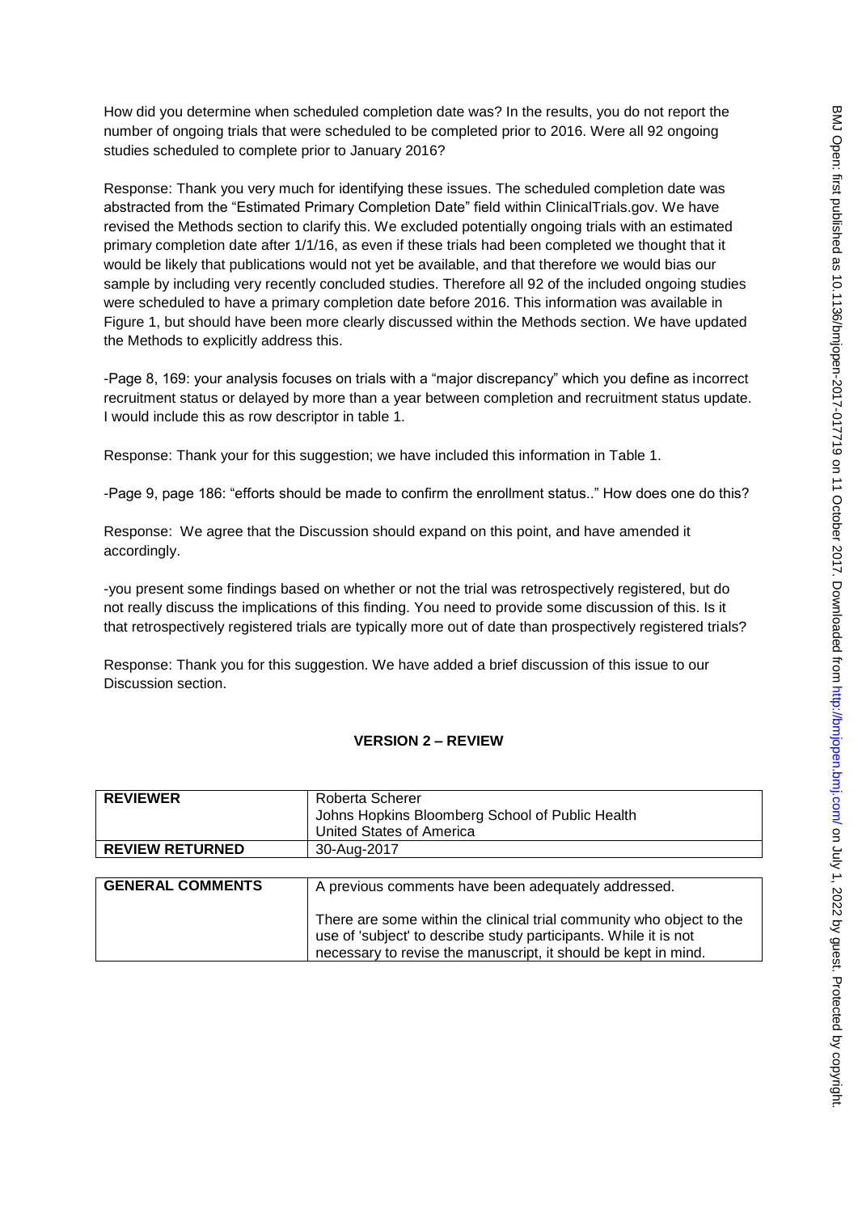How did you determine when scheduled completion date was? In the results, you do not report the number of ongoing trials that were scheduled to be completed prior to 2016. Were all 92 ongoing studies scheduled to complete prior to January 2016?

Response: Thank you very much for identifying these issues. The scheduled completion date was abstracted from the "Estimated Primary Completion Date" field within ClinicalTrials.gov. We have revised the Methods section to clarify this. We excluded potentially ongoing trials with an estimated primary completion date after 1/1/16, as even if these trials had been completed we thought that it would be likely that publications would not yet be available, and that therefore we would bias our sample by including very recently concluded studies. Therefore all 92 of the included ongoing studies were scheduled to have a primary completion date before 2016. This information was available in Figure 1, but should have been more clearly discussed within the Methods section. We have updated the Methods to explicitly address this.

-Page 8, 169: your analysis focuses on trials with a "major discrepancy" which you define as incorrect recruitment status or delayed by more than a year between completion and recruitment status update. I would include this as row descriptor in table 1.

Response: Thank your for this suggestion; we have included this information in Table 1.

-Page 9, page 186: "efforts should be made to confirm the enrollment status.." How does one do this?

Response: We agree that the Discussion should expand on this point, and have amended it accordingly.

-you present some findings based on whether or not the trial was retrospectively registered, but do not really discuss the implications of this finding. You need to provide some discussion of this. Is it that retrospectively registered trials are typically more out of date than prospectively registered trials?

Response: Thank you for this suggestion. We have added a brief discussion of this issue to our Discussion section.

## VERSION 2 – REVIEW

| | |
|---|---|
| **REVIEWER** | Roberta Scherer<br>Johns Hopkins Bloomberg School of Public Health<br>United States of America |
| **REVIEW RETURNED** | 30-Aug-2017 |

| | |
|---|---|
| **GENERAL COMMENTS** | A previous comments have been adequately addressed.<br><br>There are some within the clinical trial community who object to the use of 'subject' to describe study participants. While it is not necessary to revise the manuscript, it should be kept in mind. |